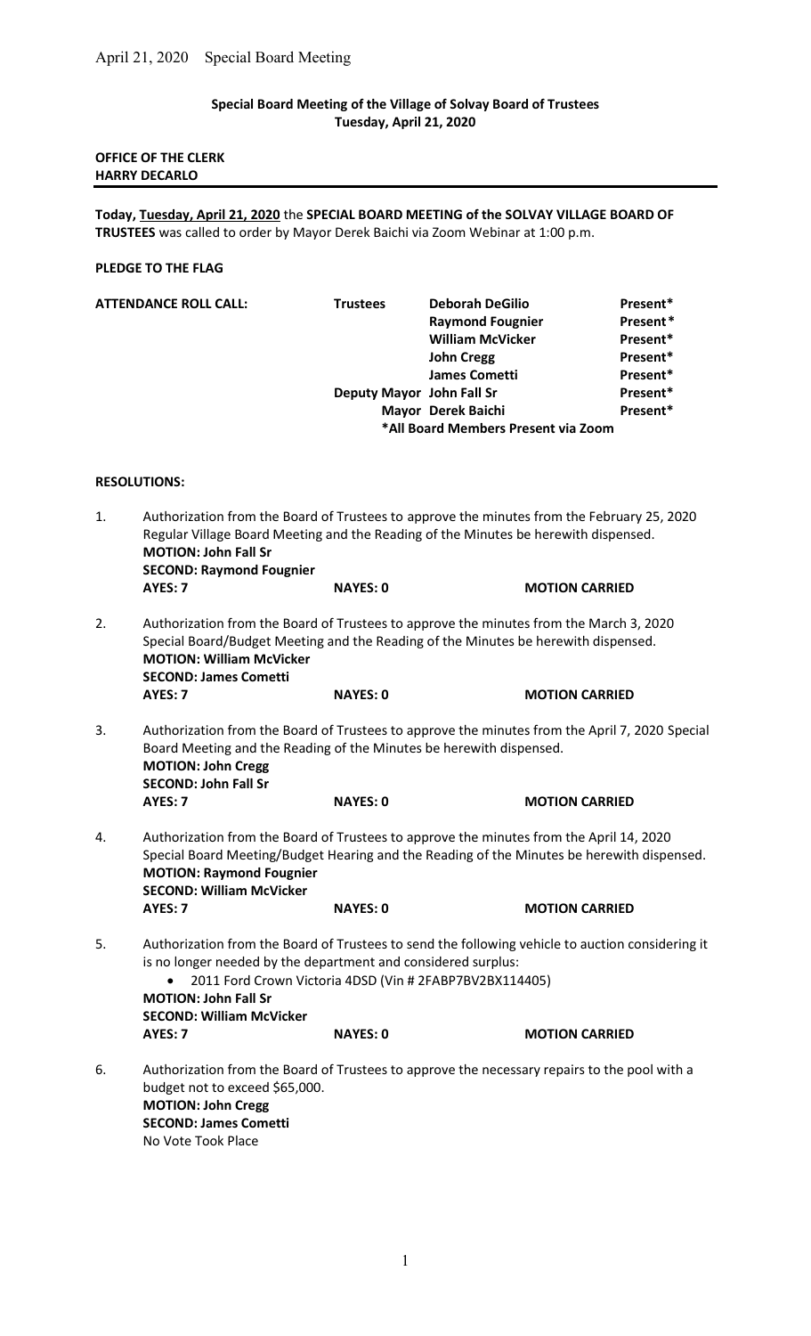**Special Board Meeting of the Village of Solvay Board of Trustees**
**Tuesday, April 21, 2020**

**OFFICE OF THE CLERK**
**HARRY DECARLO**

---

**Today, Tuesday, April 21, 2020** the **SPECIAL BOARD MEETING of the SOLVAY VILLAGE BOARD OF TRUSTEES** was called to order by Mayor Derek Baichi via Zoom Webinar at 1:00 p.m.

**PLEDGE TO THE FLAG**

| **ATTENDANCE ROLL CALL:** | **Trustees** | **Deborah DeGilio** | **Present*** |
|---|---|---|---|
| | | **Raymond Fougnier** | **Present*** |
| | | **William McVicker** | **Present*** |
| | | **John Cregg** | **Present*** |
| | | **James Cometti** | **Present*** |
| | **Deputy Mayor** | **John Fall Sr** | **Present*** |
| | **Mayor** | **Derek Baichi** | **Present*** |

***All Board Members Present via Zoom**

**RESOLUTIONS:**

1. Authorization from the Board of Trustees to approve the minutes from the February 25, 2020 Regular Village Board Meeting and the Reading of the Minutes be herewith dispensed.
   **MOTION: John Fall Sr**
   **SECOND: Raymond Fougnier**
   **AYES: 7** **NAYES: 0** **MOTION CARRIED**

2. Authorization from the Board of Trustees to approve the minutes from the March 3, 2020 Special Board/Budget Meeting and the Reading of the Minutes be herewith dispensed.
   **MOTION: William McVicker**
   **SECOND: James Cometti**
   **AYES: 7** **NAYES: 0** **MOTION CARRIED**

3. Authorization from the Board of Trustees to approve the minutes from the April 7, 2020 Special Board Meeting and the Reading of the Minutes be herewith dispensed.
   **MOTION: John Cregg**
   **SECOND: John Fall Sr**
   **AYES: 7** **NAYES: 0** **MOTION CARRIED**

4. Authorization from the Board of Trustees to approve the minutes from the April 14, 2020 Special Board Meeting/Budget Hearing and the Reading of the Minutes be herewith dispensed.
   **MOTION: Raymond Fougnier**
   **SECOND: William McVicker**
   **AYES: 7** **NAYES: 0** **MOTION CARRIED**

5. Authorization from the Board of Trustees to send the following vehicle to auction considering it is no longer needed by the department and considered surplus:
   - 2011 Ford Crown Victoria 4DSD (Vin # 2FABP7BV2BX114405)

   **MOTION: John Fall Sr**
   **SECOND: William McVicker**
   **AYES: 7** **NAYES: 0** **MOTION CARRIED**

6. Authorization from the Board of Trustees to approve the necessary repairs to the pool with a budget not to exceed $65,000.
   **MOTION: John Cregg**
   **SECOND: James Cometti**
   No Vote Took Place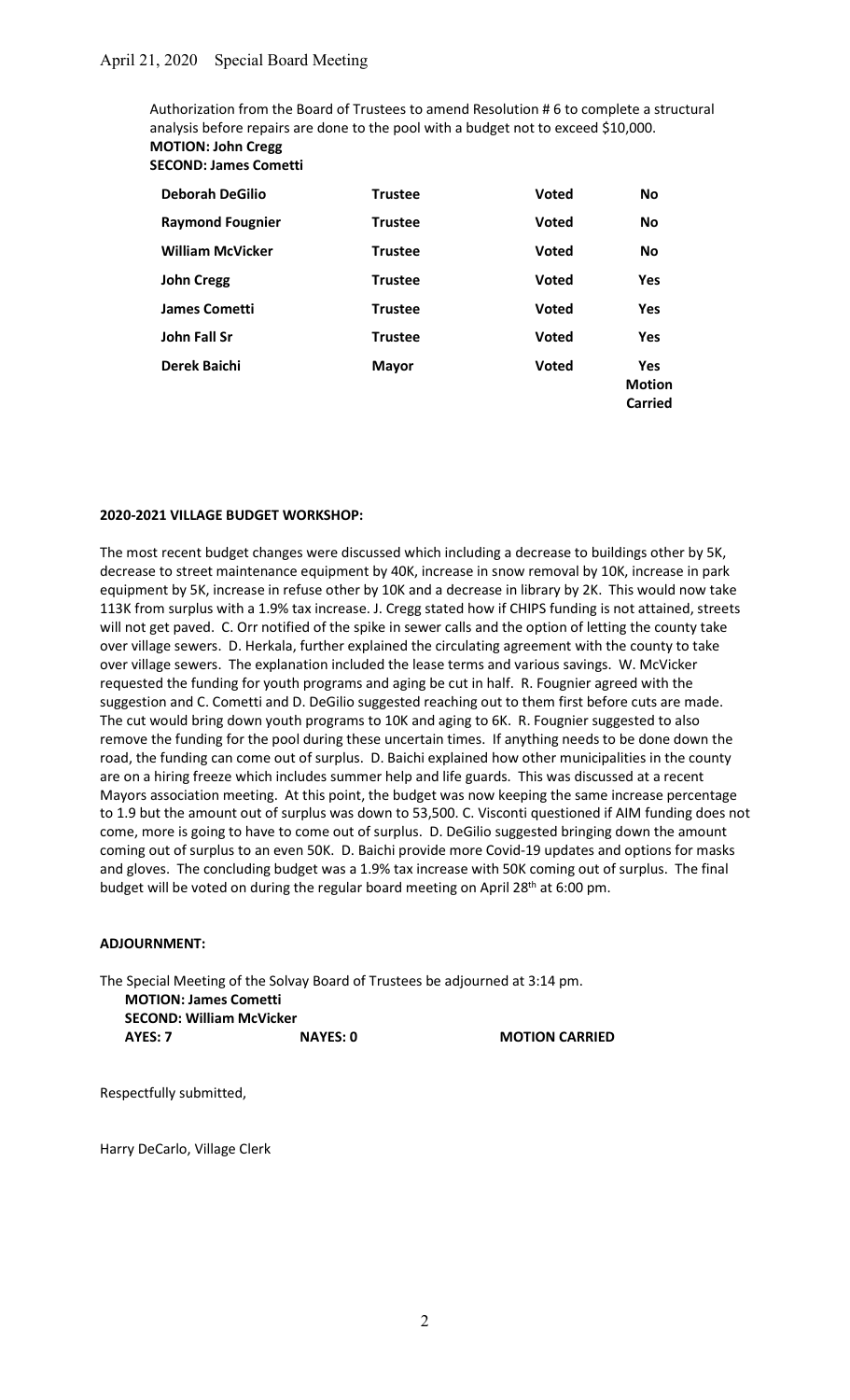April 21, 2020 Special Board Meeting

Authorization from the Board of Trustees to amend Resolution # 6 to complete a structural analysis before repairs are done to the pool with a budget not to exceed $10,000.
**MOTION: John Cregg**
**SECOND: James Cometti**

| | | | |
|---|---|---|---|
| **Deborah DeGilio** | **Trustee** | **Voted** | **No** |
| **Raymond Fougnier** | **Trustee** | **Voted** | **No** |
| **William McVicker** | **Trustee** | **Voted** | **No** |
| **John Cregg** | **Trustee** | **Voted** | **Yes** |
| **James Cometti** | **Trustee** | **Voted** | **Yes** |
| **John Fall Sr** | **Trustee** | **Voted** | **Yes** |
| **Derek Baichi** | **Mayor** | **Voted** | **Yes Motion Carried** |

**2020-2021 VILLAGE BUDGET WORKSHOP:**

The most recent budget changes were discussed which including a decrease to buildings other by 5K, decrease to street maintenance equipment by 40K, increase in snow removal by 10K, increase in park equipment by 5K, increase in refuse other by 10K and a decrease in library by 2K. This would now take 113K from surplus with a 1.9% tax increase. J. Cregg stated how if CHIPS funding is not attained, streets will not get paved. C. Orr notified of the spike in sewer calls and the option of letting the county take over village sewers. D. Herkala, further explained the circulating agreement with the county to take over village sewers. The explanation included the lease terms and various savings. W. McVicker requested the funding for youth programs and aging be cut in half. R. Fougnier agreed with the suggestion and C. Cometti and D. DeGilio suggested reaching out to them first before cuts are made. The cut would bring down youth programs to 10K and aging to 6K. R. Fougnier suggested to also remove the funding for the pool during these uncertain times. If anything needs to be done down the road, the funding can come out of surplus. D. Baichi explained how other municipalities in the county are on a hiring freeze which includes summer help and life guards. This was discussed at a recent Mayors association meeting. At this point, the budget was now keeping the same increase percentage to 1.9 but the amount out of surplus was down to 53,500. C. Visconti questioned if AIM funding does not come, more is going to have to come out of surplus. D. DeGilio suggested bringing down the amount coming out of surplus to an even 50K. D. Baichi provide more Covid-19 updates and options for masks and gloves. The concluding budget was a 1.9% tax increase with 50K coming out of surplus. The final budget will be voted on during the regular board meeting on April 28th at 6:00 pm.

**ADJOURNMENT:**

The Special Meeting of the Solvay Board of Trustees be adjourned at 3:14 pm.
**MOTION: James Cometti**
**SECOND: William McVicker**
**AYES: 7** **NAYES: 0** **MOTION CARRIED**

Respectfully submitted,

Harry DeCarlo, Village Clerk